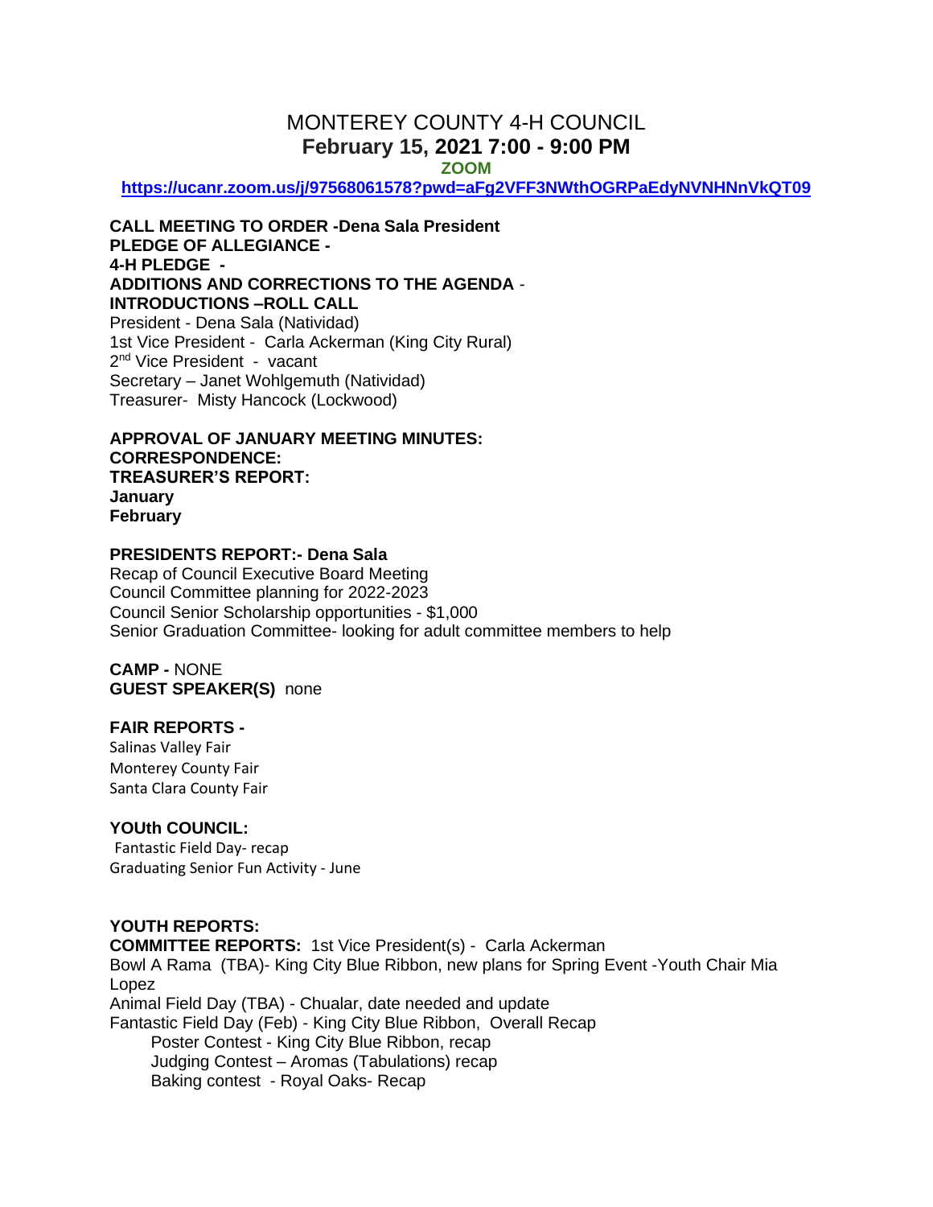# MONTEREY COUNTY 4-H COUNCIL

## February 15, 2021 7:00 - 9:00 PM

**ZOOM**

**https://ucanr.zoom.us/j/97568061578?pwd=aFg2VFF3NWthOGRPaEdyNVNHNnVkQT09**

**CALL MEETING TO ORDER -Dena Sala President**
**PLEDGE OF ALLEGIANCE -**
**4-H PLEDGE -**
**ADDITIONS AND CORRECTIONS TO THE AGENDA** -
**INTRODUCTIONS –ROLL CALL**
President - Dena Sala (Natividad)
1st Vice President - Carla Ackerman (King City Rural)
2nd Vice President - vacant
Secretary – Janet Wohlgemuth (Natividad)
Treasurer- Misty Hancock (Lockwood)

**APPROVAL OF JANUARY MEETING MINUTES:**
**CORRESPONDENCE:**
**TREASURER'S REPORT:**
**January**
**February**

**PRESIDENTS REPORT:- Dena Sala**
Recap of Council Executive Board Meeting
Council Committee planning for 2022-2023
Council Senior Scholarship opportunities - $1,000
Senior Graduation Committee- looking for adult committee members to help

**CAMP -** NONE
**GUEST SPEAKER(S)** none

**FAIR REPORTS -**
Salinas Valley Fair
Monterey County Fair
Santa Clara County Fair

**YOUth COUNCIL:**
Fantastic Field Day- recap
Graduating Senior Fun Activity - June

**YOUTH REPORTS:**
**COMMITTEE REPORTS:** 1st Vice President(s) - Carla Ackerman
Bowl A Rama (TBA)- King City Blue Ribbon, new plans for Spring Event -Youth Chair Mia Lopez
Animal Field Day (TBA) - Chualar, date needed and update
Fantastic Field Day (Feb) - King City Blue Ribbon, Overall Recap
- Poster Contest - King City Blue Ribbon, recap
- Judging Contest – Aromas (Tabulations) recap
- Baking contest - Royal Oaks- Recap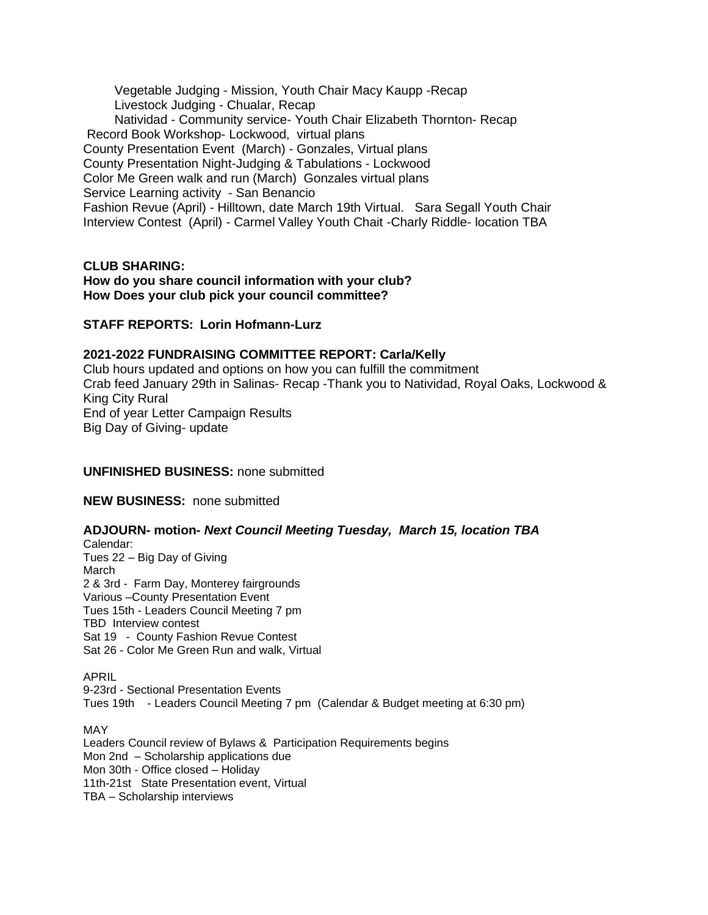Vegetable Judging - Mission, Youth Chair Macy Kaupp -Recap
Livestock Judging - Chualar, Recap
Natividad - Community service- Youth Chair Elizabeth Thornton- Recap
Record Book Workshop- Lockwood, virtual plans
County Presentation Event (March) - Gonzales, Virtual plans
County Presentation Night-Judging & Tabulations - Lockwood
Color Me Green walk and run (March) Gonzales virtual plans
Service Learning activity - San Benancio
Fashion Revue (April) - Hilltown, date March 19th Virtual. Sara Segall Youth Chair
Interview Contest (April) - Carmel Valley Youth Chait -Charly Riddle- location TBA

**CLUB SHARING:**
**How do you share council information with your club?**
**How Does your club pick your council committee?**

**STAFF REPORTS: Lorin Hofmann-Lurz**

**2021-2022 FUNDRAISING COMMITTEE REPORT: Carla/Kelly**
Club hours updated and options on how you can fulfill the commitment
Crab feed January 29th in Salinas- Recap -Thank you to Natividad, Royal Oaks, Lockwood & King City Rural
End of year Letter Campaign Results
Big Day of Giving- update

**UNFINISHED BUSINESS:** none submitted

**NEW BUSINESS:** none submitted

**ADJOURN- motion-** ***Next Council Meeting Tuesday, March 15, location TBA***

Calendar:
Tues 22 – Big Day of Giving
March
2 & 3rd - Farm Day, Monterey fairgrounds
Various –County Presentation Event
Tues 15th - Leaders Council Meeting 7 pm
TBD Interview contest
Sat 19 - County Fashion Revue Contest
Sat 26 - Color Me Green Run and walk, Virtual

APRIL
9-23rd - Sectional Presentation Events
Tues 19th - Leaders Council Meeting 7 pm (Calendar & Budget meeting at 6:30 pm)

MAY
Leaders Council review of Bylaws & Participation Requirements begins
Mon 2nd – Scholarship applications due
Mon 30th - Office closed – Holiday
11th-21st State Presentation event, Virtual
TBA – Scholarship interviews